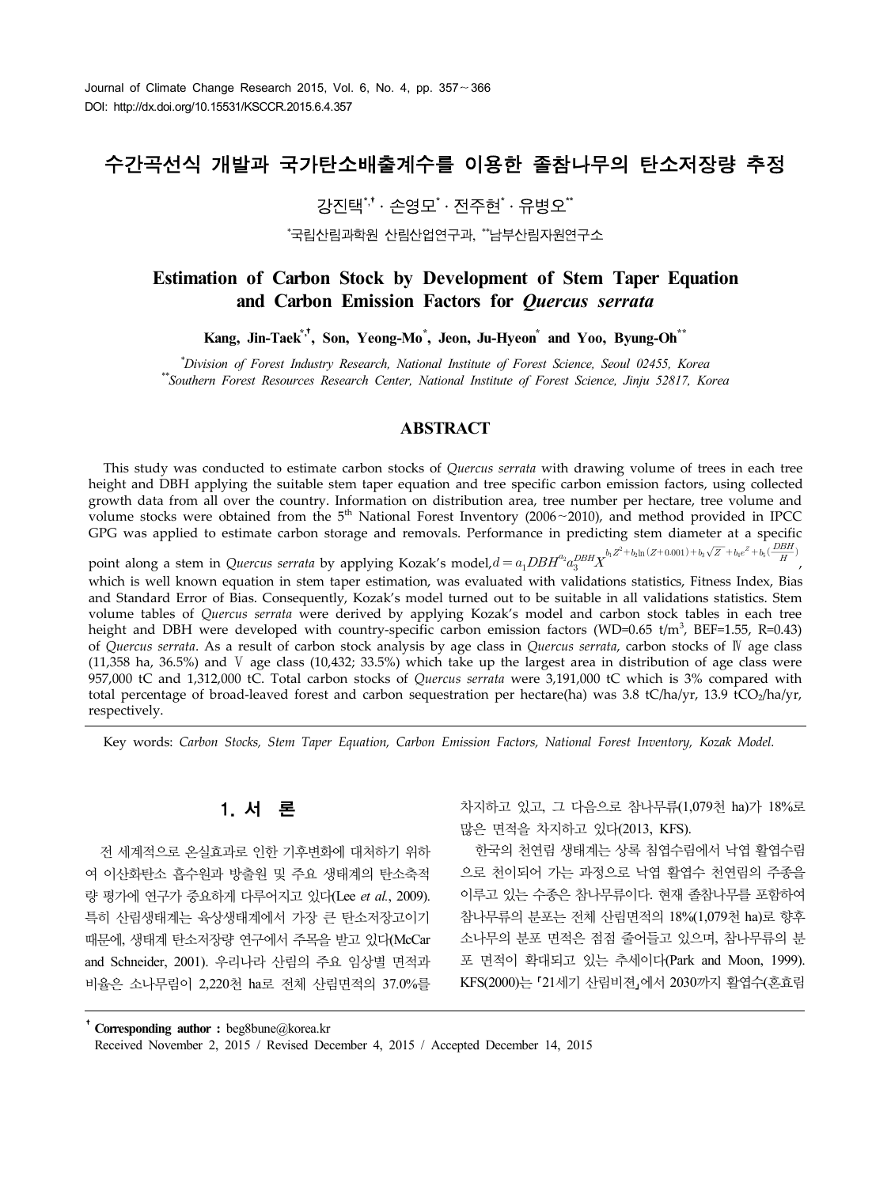# 수간곡선식 개발과 국가탄소배출계수를 이용한 졸참나무의 탄소저장량 추정

강진택[*,†] · 손영모[*] · 전주현[*] · 유병오[**]

[*]국립산림과학원 산림산업연구과, [**]남부산림자원연구소

# Estimation of Carbon Stock by Development of Stem Taper Equation and Carbon Emission Factors for *Quercus serrata*

**Kang, Jin-Taek[*,†], Son, Yeong-Mo[*], Jeon, Ju-Hyeon[*] and Yoo, Byung-Oh[**]**

*[*]Division of Forest Industry Research, National Institute of Forest Science, Seoul 02455, Korea*
*[**]Southern Forest Resources Research Center, National Institute of Forest Science, Jinju 52817, Korea*

## ABSTRACT

This study was conducted to estimate carbon stocks of *Quercus serrata* with drawing volume of trees in each tree height and DBH applying the suitable stem taper equation and tree specific carbon emission factors, using collected growth data from all over the country. Information on distribution area, tree number per hectare, tree volume and volume stocks were obtained from the 5[th] National Forest Inventory (2006~2010), and method provided in IPCC GPG was applied to estimate carbon storage and removals. Performance in predicting stem diameter at a specific point along a stem in *Quercus serrata* by applying Kozak's model, $d = a_1 DBH^{a_2} a_3^{DBH} X^{b_1 Z^2 + b_2 \ln(Z+0.001) + b_3 \sqrt{Z} + b_4 e^Z + b_5 (\frac{DBH}{H})}$, which is well known equation in stem taper estimation, was evaluated with validations statistics, Fitness Index, Bias and Standard Error of Bias. Consequently, Kozak's model turned out to be suitable in all validations statistics. Stem volume tables of *Quercus serrata* were derived by applying Kozak's model and carbon stock tables in each tree height and DBH were developed with country-specific carbon emission factors (WD=0.65 t/m$^3$, BEF=1.55, R=0.43) of *Quercus serrata*. As a result of carbon stock analysis by age class in *Quercus serrata*, carbon stocks of Ⅳ age class (11,358 ha, 36.5%) and Ⅴ age class (10,432; 33.5%) which take up the largest area in distribution of age class were 957,000 tC and 1,312,000 tC. Total carbon stocks of *Quercus serrata* were 3,191,000 tC which is 3% compared with total percentage of broad-leaved forest and carbon sequestration per hectare(ha) was 3.8 tC/ha/yr, 13.9 $tCO_2$/ha/yr, respectively.

Key words: *Carbon Stocks, Stem Taper Equation, Carbon Emission Factors, National Forest Inventory, Kozak Model.*

## 1. 서 론

전 세계적으로 온실효과로 인한 기후변화에 대처하기 위하여 이산화탄소 흡수원과 방출원 및 주요 생태계의 탄소축적량 평가에 연구가 중요하게 다루어지고 있다(Lee *et al.*, 2009). 특히 산림생태계는 육상생태계에서 가장 큰 탄소저장고이기 때문에, 생태계 탄소저장량 연구에서 주목을 받고 있다(McCar and Schneider, 2001). 우리나라 산림의 주요 임상별 면적과 비율은 소나무림이 2,220천 ha로 전체 산림면적의 37.0%를 차지하고 있고, 그 다음으로 참나무류(1,079천 ha)가 18%로 많은 면적을 차지하고 있다(2013, KFS).

한국의 천연림 생태계는 상록 침엽수림에서 낙엽 활엽수림으로 천이되어 가는 과정으로 낙엽 활엽수 천연림의 주종을 이루고 있는 수종은 참나무류이다. 현재 졸참나무를 포함하여 참나무류의 분포는 전체 산림면적의 18%(1,079천 ha)로 향후 소나무의 분포 면적은 점점 줄어들고 있으며, 참나무류의 분포 면적이 확대되고 있는 추세이다(Park and Moon, 1999). KFS(2000)는 「21세기 산림비젼」에서 2030까지 활엽수(혼효림

---

† **Corresponding author :** beg8bune@korea.kr

Received November 2, 2015 / Revised December 4, 2015 / Accepted December 14, 2015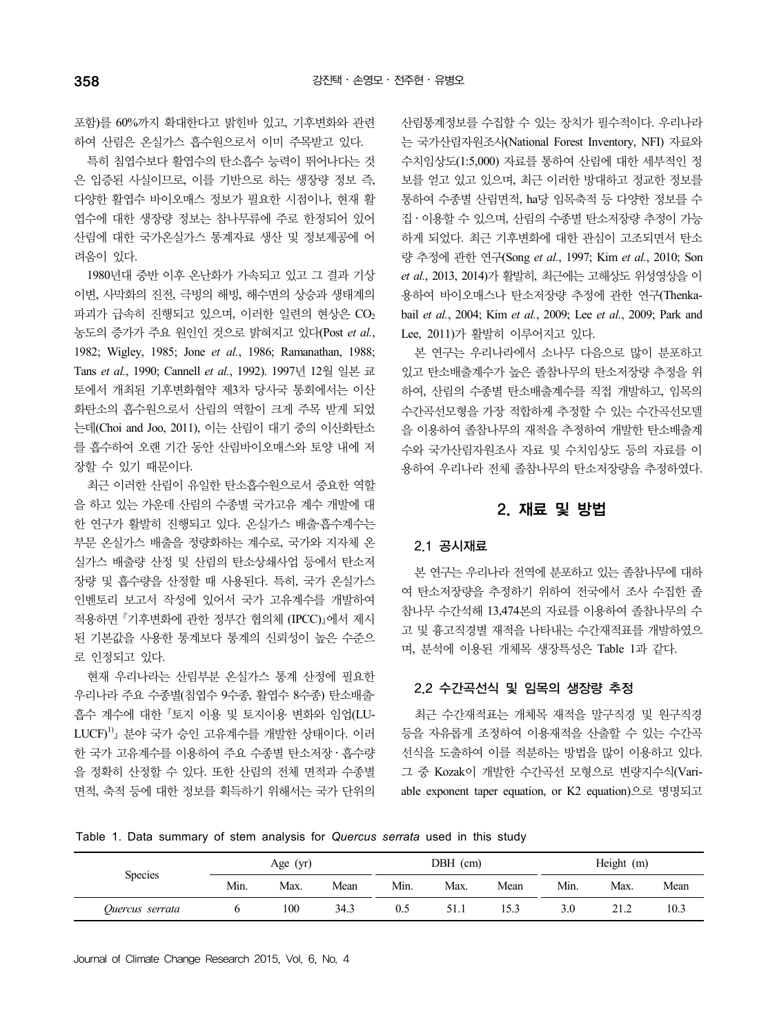포함)를 60%까지 확대한다고 밝힌바 있고, 기후변화와 관련하여 산림은 온실가스 흡수원으로서 이미 주목받고 있다.

특히 침엽수보다 활엽수의 탄소흡수 능력이 뛰어나다는 것은 입증된 사실이므로, 이를 기반으로 하는 생장량 정보 즉, 다양한 활엽수 바이오매스 정보가 필요한 시점이나, 현재 활엽수에 대한 생장량 정보는 참나무류에 주로 한정되어 있어 산림에 대한 국가온실가스 통계자료 생산 및 정보제공에 어려움이 있다.

1980년대 중반 이후 온난화가 가속되고 있고 그 결과 기상이변, 사막화의 진전, 극빙의 해빙, 해수면의 상승과 생태계의 파괴가 급속히 진행되고 있으며, 이러한 일련의 현상은 $CO_2$ 농도의 증가가 주요 원인인 것으로 밝혀지고 있다(Post *et al.*, 1982; Wigley, 1985; Jone *et al.*, 1986; Ramanathan, 1988; Tans *et al.*, 1990; Cannell *et al.*, 1992). 1997년 12월 일본 교토에서 개최된 기후변화협약 제3차 당사국 통회에서는 이산화탄소의 흡수원으로서 산림의 역할이 크게 주목 받게 되었는데(Choi and Joo, 2011), 이는 산림이 대기 중의 이산화탄소를 흡수하여 오랜 기간 동안 산림바이오매스와 토양 내에 저장할 수 있기 때문이다.

최근 이러한 산림이 유일한 탄소흡수원으로서 중요한 역할을 하고 있는 가운데 산림의 수종별 국가고유 계수 개발에 대한 연구가 활발히 진행되고 있다. 온실가스 배출․흡수계수는 부문 온실가스 배출을 정량화하는 계수로, 국가와 지자체 온실가스 배출량 산정 및 산림의 탄소상쇄사업 등에서 탄소저장량 및 흡수량을 산정할 때 사용된다. 특히, 국가 온실가스 인벤토리 보고서 작성에 있어서 국가 고유계수를 개발하여 적용하면 『기후변화에 관한 정부간 협의체 (IPCC)』에서 제시된 기본값을 사용한 통계보다 통계의 신뢰성이 높은 수준으로 인정되고 있다.

현재 우리나라는 산림부분 온실가스 통계 산정에 필요한 우리나라 주요 수종별(침엽수 9수종, 활엽수 8수종) 탄소배출․흡수 계수에 대한 『토지 이용 및 토지이용 변화와 임업(LULUCF)[1)]』 분야 국가 승인 고유계수를 개발한 상태이다. 이러한 국가 고유계수를 이용하여 주요 수종별 탄소저장․흡수량을 정확히 산정할 수 있다. 또한 산림의 전체 면적과 수종별 면적, 축적 등에 대한 정보를 획득하기 위해서는 국가 단위의 산림통계정보를 수집할 수 있는 장치가 필수적이다. 우리나라는 국가산림자원조사(National Forest Inventory, NFI) 자료와 수치임상도(1:5,000) 자료를 통하여 산림에 대한 세부적인 정보를 얻고 있고 있으며, 최근 이러한 방대하고 정교한 정보를 통하여 수종별 산림면적, ha당 임목축적 등 다양한 정보를 수집․이용할 수 있으며, 산림의 수종별 탄소저장량 추정이 가능하게 되었다. 최근 기후변화에 대한 관심이 고조되면서 탄소량 추정에 관한 연구(Song *et al.*, 1997; Kim *et al.*, 2010; Son *et al.*, 2013, 2014)가 활발히, 최근에는 고해상도 위성영상을 이용하여 바이오매스나 탄소저장량 추정에 관한 연구(Thenkabail *et al.*, 2004; Kim *et al.*, 2009; Lee *et al.*, 2009; Park and Lee, 2011)가 활발히 이루어지고 있다.

본 연구는 우리나라에서 소나무 다음으로 많이 분포하고 있고 탄소배출계수가 높은 졸참나무의 탄소저장량 추정을 위하여, 산림의 수종별 탄소배출계수를 직접 개발하고, 임목의 수간곡선모형을 가장 적합하게 추정할 수 있는 수간곡선모델을 이용하여 졸참나무의 재적을 추정하여 개발한 탄소배출계수와 국가산림자원조사 자료 및 수치임상도 등의 자료를 이용하여 우리나라 전체 졸참나무의 탄소저장량을 추정하였다.

## 2. 재료 및 방법

### 2.1 공시재료

본 연구는 우리나라 전역에 분포하고 있는 졸참나무에 대하여 탄소저장량을 추정하기 위하여 전국에서 조사 수집한 졸참나무 수간석해 13,474본의 자료를 이용하여 졸참나무의 수고 및 흉고직경별 재적을 나타내는 수간재적표를 개발하였으며, 분석에 이용된 개체목 생장특성은 Table 1과 같다.

Table 1. Data summary of stem analysis for *Quercus serrata* used in this study

| Species | Age (yr) | | | DBH (cm) | | | Height (m) | | |
|---|---|---|---|---|---|---|---|---|---|
| | Min. | Max. | Mean | Min. | Max. | Mean | Min. | Max. | Mean |
| *Quercus serrata* | 6 | 100 | 34.3 | 0.5 | 51.1 | 15.3 | 3.0 | 21.2 | 10.3 |

### 2.2 수간곡선식 및 임목의 생장량 추정

최근 수간재적표는 개체목 재적을 말구직경 및 원구직경 등을 자유롭게 조정하여 이용재적을 산출할 수 있는 수간곡선식을 도출하여 이를 적분하는 방법을 많이 이용하고 있다. 그 중 Kozak이 개발한 수간곡선 모형으로 변량지수식(Variable exponent taper equation, or K2 equation)으로 명명되고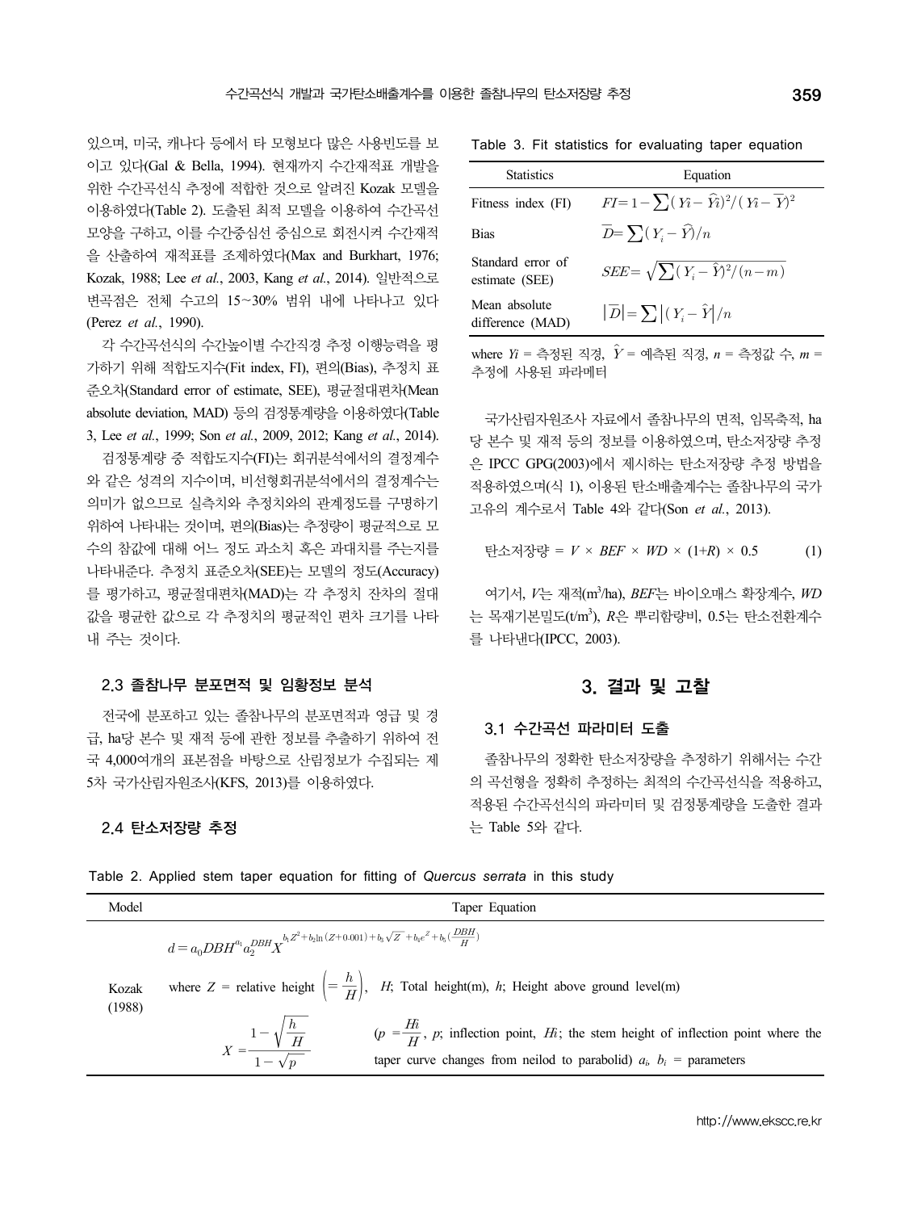있으며, 미국, 캐나다 등에서 타 모형보다 많은 사용빈도를 보이고 있다(Gal & Bella, 1994). 현재까지 수간재적표 개발을 위한 수간곡선식 추정에 적합한 것으로 알려진 Kozak 모델을 이용하였다(Table 2). 도출된 최적 모델을 이용하여 수간곡선 모양을 구하고, 이를 수간중심선 중심으로 회전시켜 수간재적을 산출하여 재적표를 조제하였다(Max and Burkhart, 1976; Kozak, 1988; Lee *et al.*, 2003, Kang *et al.*, 2014). 일반적으로 변곡점은 전체 수고의 15~30% 범위 내에 나타나고 있다(Perez *et al.*, 1990).

각 수간곡선식의 수간높이별 수간직경 추정 이행능력을 평가하기 위해 적합도지수(Fit index, FI), 편의(Bias), 추정치 표준오차(Standard error of estimate, SEE), 평균절대편차(Mean absolute deviation, MAD) 등의 검정통계량을 이용하였다(Table 3, Lee *et al.*, 1999; Son *et al.*, 2009, 2012; Kang *et al.*, 2014).

검정통계량 중 적합도지수(FI)는 회귀분석에서의 결정계수와 같은 성격의 지수이며, 비선형회귀분석에서의 결정계수는 의미가 없으므로 실측치와 추정치와의 관계정도를 구명하기 위하여 나타내는 것이며, 편의(Bias)는 추정량이 평균적으로 모수의 참값에 대해 어느 정도 과소치 혹은 과대치를 주는지를 나타내준다. 추정치 표준오차(SEE)는 모델의 정도(Accuracy)를 평가하고, 평균절대편차(MAD)는 각 추정치 잔차의 절대값을 평균한 값으로 각 추정치의 평균적인 편차 크기를 나타내 주는 것이다.

### 2.3 졸참나무 분포면적 및 임황정보 분석

전국에 분포하고 있는 졸참나무의 분포면적과 영급 및 경급, ha당 본수 및 재적 등에 관한 정보를 추출하기 위하여 전국 4,000여개의 표본점을 바탕으로 산림정보가 수집되는 제5차 국가산림자원조사(KFS, 2013)를 이용하였다.

### 2.4 탄소저장량 추정

Table 3. Fit statistics for evaluating taper equation

| Statistics | Equation |
|---|---|
| Fitness index (FI) | $FI = 1 - \sum(Yi - \widehat{Yi})^2 / (Yi - \overline{Y})^2$ |
| Bias | $\overline{D} = \sum(Y_i - \widehat{Y})/n$ |
| Standard error of estimate (SEE) | $SEE = \sqrt{\sum(Y_i - \hat{Y})^2/(n-m)}$ |
| Mean absolute difference (MAD) | $\lvert\overline{D}\rvert = \sum\lvert Y_i - \hat{Y}\rvert / n$ |

where $Yi$ = 측정된 직경, $\hat{Y}$ = 예측된 직경, $n$ = 측정값 수, $m$ = 추정에 사용된 파라메터

국가산림자원조사 자료에서 졸참나무의 면적, 임목축적, ha당 본수 및 재적 등의 정보를 이용하였으며, 탄소저장량 추정은 IPCC GPG(2003)에서 제시하는 탄소저장량 추정 방법을 적용하였으며(식 1), 이용된 탄소배출계수는 졸참나무의 국가고유의 계수로서 Table 4와 같다(Son *et al.*, 2013).

$$\text{탄소저장량} = V \times BEF \times WD \times (1+R) \times 0.5 \qquad (1)$$

여기서, $V$는 재적(m$^3$/ha), $BEF$는 바이오매스 확장계수, $WD$는 목재기본밀도(t/m$^3$), $R$은 뿌리함량비, 0.5는 탄소전환계수를 나타낸다(IPCC, 2003).

## 3. 결과 및 고찰

### 3.1 수간곡선 파라미터 도출

졸참나무의 정확한 탄소저장량을 추정하기 위해서는 수간의 곡선형을 정확히 추정하는 최적의 수간곡선식을 적용하고, 적용된 수간곡선식의 파라미터 및 검정통계량을 도출한 결과는 Table 5와 같다.

Table 2. Applied stem taper equation for fitting of *Quercus serrata* in this study

| Model | Taper Equation |
|---|---|
| Kozak (1988) | $d = a_0 DBH^{a_1} a_2^{DBH} X^{b_1 Z^2 + b_2 \ln(Z+0.001) + b_3\sqrt{Z} + b_4 e^Z + b_5\left(\frac{DBH}{H}\right)}$ <br> where $Z$ = relative height $\left(=\frac{h}{H}\right)$, $H$; Total height(m), $h$; Height above ground level(m) <br> $X = \frac{1-\sqrt{\frac{h}{H}}}{1-\sqrt{p}}$ ($p = \frac{Hi}{H}$, $p$; inflection point, $Hi$; the stem height of inflection point where the taper curve changes from neilod to parabolid) $a_i$, $b_i$ = parameters |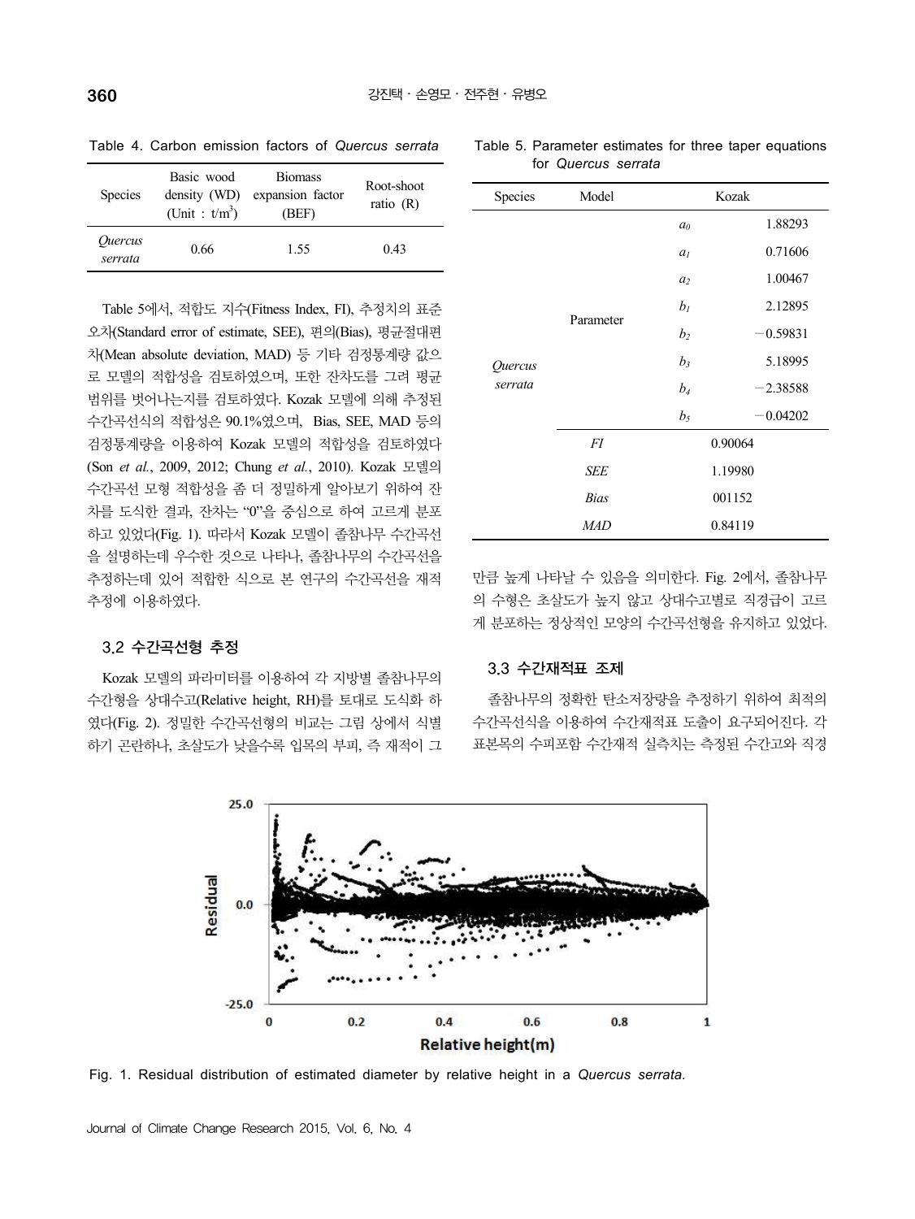Table 4. Carbon emission factors of *Quercus serrata*

| Species | Basic wood density (WD) (Unit : $t/m^3$) | Biomass expansion factor (BEF) | Root-shoot ratio (R) |
|---|---|---|---|
| *Quercus serrata* | 0.66 | 1.55 | 0.43 |

Table 5에서, 적합도 지수(Fitness Index, FI), 추정치의 표준오차(Standard error of estimate, SEE), 편의(Bias), 평균절대편차(Mean absolute deviation, MAD) 등 기타 검정통계량 값으로 모델의 적합성을 검토하였으며, 또한 잔차도를 그려 평균범위를 벗어나는지를 검토하였다. Kozak 모델에 의해 추정된 수간곡선식의 적합성은 90.1%였으며, Bias, SEE, MAD 등의 검정통계량을 이용하여 Kozak 모델의 적합성을 검토하였다 (Son *et al.*, 2009, 2012; Chung *et al.*, 2010). Kozak 모델의 수간곡선 모형 적합성을 좀 더 정밀하게 알아보기 위하여 잔차를 도식한 결과, 잔차는 "0"을 중심으로 하여 고르게 분포하고 있었다(Fig. 1). 따라서 Kozak 모델이 졸참나무 수간곡선을 설명하는데 우수한 것으로 나타나, 졸참나무의 수간곡선을 추정하는데 있어 적합한 식으로 본 연구의 수간곡선을 재적 추정에 이용하였다.

### 3.2 수간곡선형 추정

Kozak 모델의 파라미터를 이용하여 각 지방별 졸참나무의 수간형을 상대수고(Relative height, RH)를 토대로 도식화 하였다(Fig. 2). 정밀한 수간곡선형의 비교는 그림 상에서 식별하기 곤란하나, 초살도가 낮을수록 입목의 부피, 즉 재적이 그

Table 5. Parameter estimates for three taper equations for *Quercus serrata*

| Species | Model | Kozak | |
|---|---|---|---|
| *Quercus serrata* | Parameter | $a_0$ | 1.88293 |
| | | $a_1$ | 0.71606 |
| | | $a_2$ | 1.00467 |
| | | $b_1$ | 2.12895 |
| | | $b_2$ | −0.59831 |
| | | $b_3$ | 5.18995 |
| | | $b_4$ | −2.38588 |
| | | $b_5$ | −0.04202 |
| | *FI* | 0.90064 | |
| | *SEE* | 1.19980 | |
| | *Bias* | 001152 | |
| | *MAD* | 0.84119 | |

만큼 높게 나타날 수 있음을 의미한다. Fig. 2에서, 졸참나무의 수형은 초살도가 높지 않고 상대수고별로 직경급이 고르게 분포하는 정상적인 모양의 수간곡선형을 유지하고 있었다.

### 3.3 수간재적표 조제

졸참나무의 정확한 탄소저장량을 추정하기 위하여 최적의 수간곡선식을 이용하여 수간재적표 도출이 요구되어진다. 각 표본목의 수피포함 수간재적 실측치는 측정된 수간고와 직경

Fig. 1. Residual distribution of estimated diameter by relative height in a *Quercus serrata*.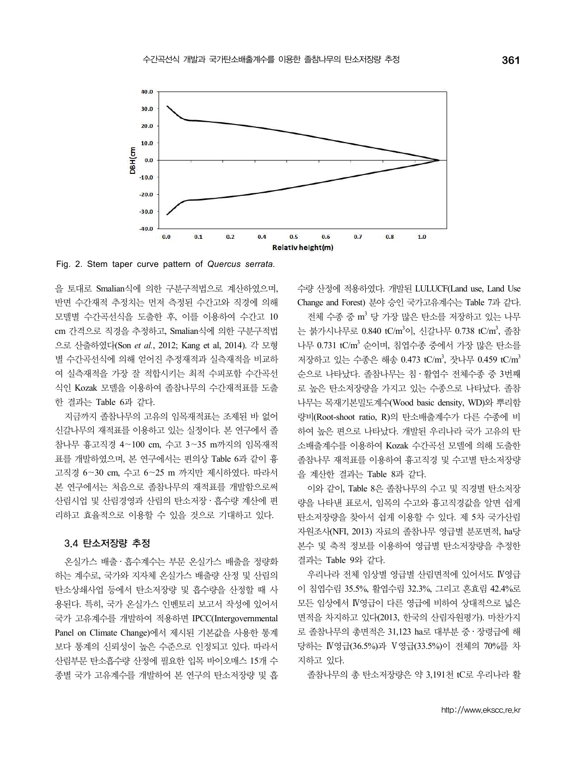Fig. 2. Stem taper curve pattern of *Quercus serrata.*

을 토대로 Smalian식에 의한 구분구적법으로 계산하였으며, 반면 수간재적 추정치는 먼저 측정된 수간고와 직경에 의해 모델별 수간곡선식을 도출한 후, 이를 이용하여 수간고 10 cm 간격으로 직경을 추정하고, Smalian식에 의한 구분구적법으로 산출하였다(Son *et al.*, 2012; Kang et al, 2014). 각 모형별 수간곡선식에 의해 얻어진 추정재적과 실측재적을 비교하여 실측재적을 가장 잘 적합시키는 최적 수피포함 수간곡선식인 Kozak 모델을 이용하여 졸참나무의 수간재적표를 도출한 결과는 Table 6과 같다.

지금까지 졸참나무의 고유의 입목재적표는 조제된 바 없어 신갈나무의 재적표를 이용하고 있는 실정이다. 본 연구에서 졸참나무 흉고직경 4~100 cm, 수고 3~35 m까지의 입목재적표를 개발하였으며, 본 연구에서는 편의상 Table 6과 같이 흉고직경 6~30 cm, 수고 6~25 m 까지만 제시하였다. 따라서 본 연구에서는 처음으로 졸참나무의 재적표를 개발함으로써 산림시업 및 산림경영과 산림의 탄소저장·흡수량 계산에 편리하고 효율적으로 이용할 수 있을 것으로 기대하고 있다.

### 3.4 탄소저장량 추정

온실가스 배출·흡수계수는 부문 온실가스 배출을 정량화하는 계수로, 국가와 지자체 온실가스 배출량 산정 및 산림의 탄소상쇄사업 등에서 탄소저장량 및 흡수량을 산정할 때 사용된다. 특히, 국가 온실가스 인벤토리 보고서 작성에 있어서 국가 고유계수를 개발하여 적용하면 IPCC(Intergovernmental Panel on Climate Change)에서 제시된 기본값을 사용한 통계보다 통계의 신뢰성이 높은 수준으로 인정되고 있다. 따라서 산림부문 탄소흡수량 산정에 필요한 입목 바이오매스 15개 수종별 국가 고유계수를 개발하여 본 연구의 탄소저장량 및 흡수량 산정에 적용하였다. 개발된 LULUCF(Land use, Land Use Change and Forest) 분야 승인 국가고유계수는 Table 7과 같다.

전체 수종 중 $m^3$ 당 가장 많은 탄소를 저장하고 있는 나무는 붉가시나무로 0.840 $tC/m^3$이, 신갈나무 0.738 $tC/m^3$, 졸참나무 0.731 $tC/m^3$ 순이며, 침엽수종 중에서 가장 많은 탄소를 저장하고 있는 수종은 해송 0.473 $tC/m^3$, 잣나무 0.459 $tC/m^3$ 순으로 나타났다. 졸참나무는 침·활엽수 전체수종 중 3번째로 높은 탄소저장량을 가지고 있는 수종으로 나타났다. 졸참나무는 목재기본밀도계수(Wood basic density, WD)와 뿌리함량비(Root-shoot ratio, R)의 탄소배출계수가 다른 수종에 비하여 높은 편으로 나타났다. 개발된 우리나라 국가 고유의 탄소배출계수를 이용하여 Kozak 수간곡선 모델에 의해 도출한 졸참나무 재적표를 이용하여 흉고직경 및 수고별 탄소저장량을 계산한 결과는 Table 8과 같다.

이와 같이, Table 8은 졸참나무의 수고 및 직경별 탄소저장량을 나타낸 표로서, 임목의 수고와 흉고직경값을 알면 쉽게 탄소저장량을 찾아서 쉽게 이용할 수 있다. 제 5차 국가산림자원조사(NFI, 2013) 자료의 졸참나무 영급별 분포면적, ha당 본수 및 축적 정보를 이용하여 영급별 탄소저장량을 추정한 결과는 Table 9와 같다.

우리나라 전체 임상별 영급별 산림면적에 있어서도 Ⅳ영급이 침엽수림 35.5%, 활엽수림 32.3%, 그리고 혼효림 42.4%로 모든 임상에서 Ⅳ영급이 다른 영급에 비하여 상대적으로 넓은 면적을 차지하고 있다(2013, 한국의 산림자원평가). 마찬가지로 졸참나무의 총면적은 31,123 ha로 대부분 중·장령급에 해당하는 Ⅳ영급(36.5%)과 Ⅴ영급(33.5%)이 전체의 70%를 차지하고 있다.

졸참나무의 총 탄소저장량은 약 3,191천 tC로 우리나라 활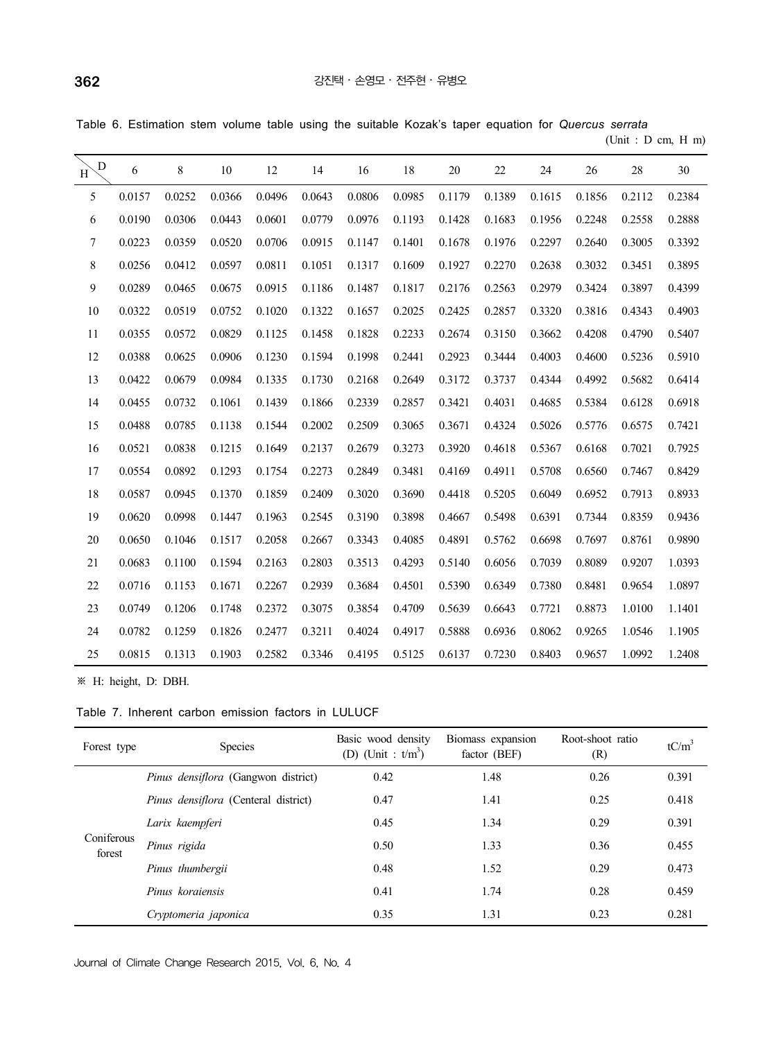Table 6. Estimation stem volume table using the suitable Kozak's taper equation for *Quercus serrata*

(Unit : D cm, H m)

| H \ D | 6 | 8 | 10 | 12 | 14 | 16 | 18 | 20 | 22 | 24 | 26 | 28 | 30 |
|---|---|---|---|---|---|---|---|---|---|---|---|---|---|
| 5 | 0.0157 | 0.0252 | 0.0366 | 0.0496 | 0.0643 | 0.0806 | 0.0985 | 0.1179 | 0.1389 | 0.1615 | 0.1856 | 0.2112 | 0.2384 |
| 6 | 0.0190 | 0.0306 | 0.0443 | 0.0601 | 0.0779 | 0.0976 | 0.1193 | 0.1428 | 0.1683 | 0.1956 | 0.2248 | 0.2558 | 0.2888 |
| 7 | 0.0223 | 0.0359 | 0.0520 | 0.0706 | 0.0915 | 0.1147 | 0.1401 | 0.1678 | 0.1976 | 0.2297 | 0.2640 | 0.3005 | 0.3392 |
| 8 | 0.0256 | 0.0412 | 0.0597 | 0.0811 | 0.1051 | 0.1317 | 0.1609 | 0.1927 | 0.2270 | 0.2638 | 0.3032 | 0.3451 | 0.3895 |
| 9 | 0.0289 | 0.0465 | 0.0675 | 0.0915 | 0.1186 | 0.1487 | 0.1817 | 0.2176 | 0.2563 | 0.2979 | 0.3424 | 0.3897 | 0.4399 |
| 10 | 0.0322 | 0.0519 | 0.0752 | 0.1020 | 0.1322 | 0.1657 | 0.2025 | 0.2425 | 0.2857 | 0.3320 | 0.3816 | 0.4343 | 0.4903 |
| 11 | 0.0355 | 0.0572 | 0.0829 | 0.1125 | 0.1458 | 0.1828 | 0.2233 | 0.2674 | 0.3150 | 0.3662 | 0.4208 | 0.4790 | 0.5407 |
| 12 | 0.0388 | 0.0625 | 0.0906 | 0.1230 | 0.1594 | 0.1998 | 0.2441 | 0.2923 | 0.3444 | 0.4003 | 0.4600 | 0.5236 | 0.5910 |
| 13 | 0.0422 | 0.0679 | 0.0984 | 0.1335 | 0.1730 | 0.2168 | 0.2649 | 0.3172 | 0.3737 | 0.4344 | 0.4992 | 0.5682 | 0.6414 |
| 14 | 0.0455 | 0.0732 | 0.1061 | 0.1439 | 0.1866 | 0.2339 | 0.2857 | 0.3421 | 0.4031 | 0.4685 | 0.5384 | 0.6128 | 0.6918 |
| 15 | 0.0488 | 0.0785 | 0.1138 | 0.1544 | 0.2002 | 0.2509 | 0.3065 | 0.3671 | 0.4324 | 0.5026 | 0.5776 | 0.6575 | 0.7421 |
| 16 | 0.0521 | 0.0838 | 0.1215 | 0.1649 | 0.2137 | 0.2679 | 0.3273 | 0.3920 | 0.4618 | 0.5367 | 0.6168 | 0.7021 | 0.7925 |
| 17 | 0.0554 | 0.0892 | 0.1293 | 0.1754 | 0.2273 | 0.2849 | 0.3481 | 0.4169 | 0.4911 | 0.5708 | 0.6560 | 0.7467 | 0.8429 |
| 18 | 0.0587 | 0.0945 | 0.1370 | 0.1859 | 0.2409 | 0.3020 | 0.3690 | 0.4418 | 0.5205 | 0.6049 | 0.6952 | 0.7913 | 0.8933 |
| 19 | 0.0620 | 0.0998 | 0.1447 | 0.1963 | 0.2545 | 0.3190 | 0.3898 | 0.4667 | 0.5498 | 0.6391 | 0.7344 | 0.8359 | 0.9436 |
| 20 | 0.0650 | 0.1046 | 0.1517 | 0.2058 | 0.2667 | 0.3343 | 0.4085 | 0.4891 | 0.5762 | 0.6698 | 0.7697 | 0.8761 | 0.9890 |
| 21 | 0.0683 | 0.1100 | 0.1594 | 0.2163 | 0.2803 | 0.3513 | 0.4293 | 0.5140 | 0.6056 | 0.7039 | 0.8089 | 0.9207 | 1.0393 |
| 22 | 0.0716 | 0.1153 | 0.1671 | 0.2267 | 0.2939 | 0.3684 | 0.4501 | 0.5390 | 0.6349 | 0.7380 | 0.8481 | 0.9654 | 1.0897 |
| 23 | 0.0749 | 0.1206 | 0.1748 | 0.2372 | 0.3075 | 0.3854 | 0.4709 | 0.5639 | 0.6643 | 0.7721 | 0.8873 | 1.0100 | 1.1401 |
| 24 | 0.0782 | 0.1259 | 0.1826 | 0.2477 | 0.3211 | 0.4024 | 0.4917 | 0.5888 | 0.6936 | 0.8062 | 0.9265 | 1.0546 | 1.1905 |
| 25 | 0.0815 | 0.1313 | 0.1903 | 0.2582 | 0.3346 | 0.4195 | 0.5125 | 0.6137 | 0.7230 | 0.8403 | 0.9657 | 1.0992 | 1.2408 |

※ H: height, D: DBH.

Table 7. Inherent carbon emission factors in LULUCF

| Forest type | Species | Basic wood density (D) (Unit : $t/m^3$) | Biomass expansion factor (BEF) | Root-shoot ratio (R) | $tC/m^3$ |
|---|---|---|---|---|---|
| Coniferous forest | *Pinus densiflora* (Gangwon district) | 0.42 | 1.48 | 0.26 | 0.391 |
| | *Pinus densiflora* (Centeral district) | 0.47 | 1.41 | 0.25 | 0.418 |
| | *Larix kaempferi* | 0.45 | 1.34 | 0.29 | 0.391 |
| | *Pinus rigida* | 0.50 | 1.33 | 0.36 | 0.455 |
| | *Pinus thumbergii* | 0.48 | 1.52 | 0.29 | 0.473 |
| | *Pinus koraiensis* | 0.41 | 1.74 | 0.28 | 0.459 |
| | *Cryptomeria japonica* | 0.35 | 1.31 | 0.23 | 0.281 |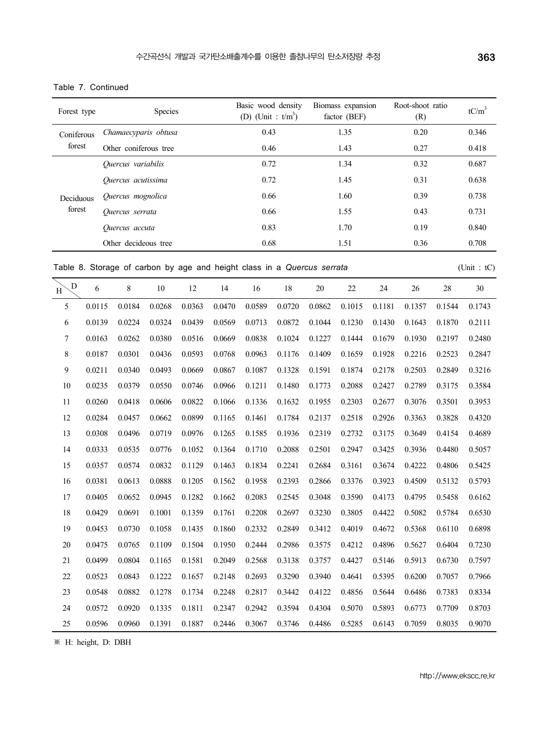Table 7. Continued

| Forest type | Species | Basic wood density (D) (Unit : $t/m^3$) | Biomass expansion factor (BEF) | Root-shoot ratio (R) | $tC/m^3$ |
|---|---|---|---|---|---|
| Coniferous forest | *Chamaecyparis obtusa* | 0.43 | 1.35 | 0.20 | 0.346 |
| | Other coniferous tree | 0.46 | 1.43 | 0.27 | 0.418 |
| Deciduous forest | *Quercus variabilis* | 0.72 | 1.34 | 0.32 | 0.687 |
| | *Quercus acutissima* | 0.72 | 1.45 | 0.31 | 0.638 |
| | *Quercus mognolica* | 0.66 | 1.60 | 0.39 | 0.738 |
| | *Quercus serrata* | 0.66 | 1.55 | 0.43 | 0.731 |
| | *Quercus accuta* | 0.83 | 1.70 | 0.19 | 0.840 |
| | Other decideous tree | 0.68 | 1.51 | 0.36 | 0.708 |

Table 8. Storage of carbon by age and height class in a *Quercus serrata* (Unit : tC)

| H \ D | 6 | 8 | 10 | 12 | 14 | 16 | 18 | 20 | 22 | 24 | 26 | 28 | 30 |
|---|---|---|---|---|---|---|---|---|---|---|---|---|---|
| 5 | 0.0115 | 0.0184 | 0.0268 | 0.0363 | 0.0470 | 0.0589 | 0.0720 | 0.0862 | 0.1015 | 0.1181 | 0.1357 | 0.1544 | 0.1743 |
| 6 | 0.0139 | 0.0224 | 0.0324 | 0.0439 | 0.0569 | 0.0713 | 0.0872 | 0.1044 | 0.1230 | 0.1430 | 0.1643 | 0.1870 | 0.2111 |
| 7 | 0.0163 | 0.0262 | 0.0380 | 0.0516 | 0.0669 | 0.0838 | 0.1024 | 0.1227 | 0.1444 | 0.1679 | 0.1930 | 0.2197 | 0.2480 |
| 8 | 0.0187 | 0.0301 | 0.0436 | 0.0593 | 0.0768 | 0.0963 | 0.1176 | 0.1409 | 0.1659 | 0.1928 | 0.2216 | 0.2523 | 0.2847 |
| 9 | 0.0211 | 0.0340 | 0.0493 | 0.0669 | 0.0867 | 0.1087 | 0.1328 | 0.1591 | 0.1874 | 0.2178 | 0.2503 | 0.2849 | 0.3216 |
| 10 | 0.0235 | 0.0379 | 0.0550 | 0.0746 | 0.0966 | 0.1211 | 0.1480 | 0.1773 | 0.2088 | 0.2427 | 0.2789 | 0.3175 | 0.3584 |
| 11 | 0.0260 | 0.0418 | 0.0606 | 0.0822 | 0.1066 | 0.1336 | 0.1632 | 0.1955 | 0.2303 | 0.2677 | 0.3076 | 0.3501 | 0.3953 |
| 12 | 0.0284 | 0.0457 | 0.0662 | 0.0899 | 0.1165 | 0.1461 | 0.1784 | 0.2137 | 0.2518 | 0.2926 | 0.3363 | 0.3828 | 0.4320 |
| 13 | 0.0308 | 0.0496 | 0.0719 | 0.0976 | 0.1265 | 0.1585 | 0.1936 | 0.2319 | 0.2732 | 0.3175 | 0.3649 | 0.4154 | 0.4689 |
| 14 | 0.0333 | 0.0535 | 0.0776 | 0.1052 | 0.1364 | 0.1710 | 0.2088 | 0.2501 | 0.2947 | 0.3425 | 0.3936 | 0.4480 | 0.5057 |
| 15 | 0.0357 | 0.0574 | 0.0832 | 0.1129 | 0.1463 | 0.1834 | 0.2241 | 0.2684 | 0.3161 | 0.3674 | 0.4222 | 0.4806 | 0.5425 |
| 16 | 0.0381 | 0.0613 | 0.0888 | 0.1205 | 0.1562 | 0.1958 | 0.2393 | 0.2866 | 0.3376 | 0.3923 | 0.4509 | 0.5132 | 0.5793 |
| 17 | 0.0405 | 0.0652 | 0.0945 | 0.1282 | 0.1662 | 0.2083 | 0.2545 | 0.3048 | 0.3590 | 0.4173 | 0.4795 | 0.5458 | 0.6162 |
| 18 | 0.0429 | 0.0691 | 0.1001 | 0.1359 | 0.1761 | 0.2208 | 0.2697 | 0.3230 | 0.3805 | 0.4422 | 0.5082 | 0.5784 | 0.6530 |
| 19 | 0.0453 | 0.0730 | 0.1058 | 0.1435 | 0.1860 | 0.2332 | 0.2849 | 0.3412 | 0.4019 | 0.4672 | 0.5368 | 0.6110 | 0.6898 |
| 20 | 0.0475 | 0.0765 | 0.1109 | 0.1504 | 0.1950 | 0.2444 | 0.2986 | 0.3575 | 0.4212 | 0.4896 | 0.5627 | 0.6404 | 0.7230 |
| 21 | 0.0499 | 0.0804 | 0.1165 | 0.1581 | 0.2049 | 0.2568 | 0.3138 | 0.3757 | 0.4427 | 0.5146 | 0.5913 | 0.6730 | 0.7597 |
| 22 | 0.0523 | 0.0843 | 0.1222 | 0.1657 | 0.2148 | 0.2693 | 0.3290 | 0.3940 | 0.4641 | 0.5395 | 0.6200 | 0.7057 | 0.7966 |
| 23 | 0.0548 | 0.0882 | 0.1278 | 0.1734 | 0.2248 | 0.2817 | 0.3442 | 0.4122 | 0.4856 | 0.5644 | 0.6486 | 0.7383 | 0.8334 |
| 24 | 0.0572 | 0.0920 | 0.1335 | 0.1811 | 0.2347 | 0.2942 | 0.3594 | 0.4304 | 0.5070 | 0.5893 | 0.6773 | 0.7709 | 0.8703 |
| 25 | 0.0596 | 0.0960 | 0.1391 | 0.1887 | 0.2446 | 0.3067 | 0.3746 | 0.4486 | 0.5285 | 0.6143 | 0.7059 | 0.8035 | 0.9070 |

※ H: height, D: DBH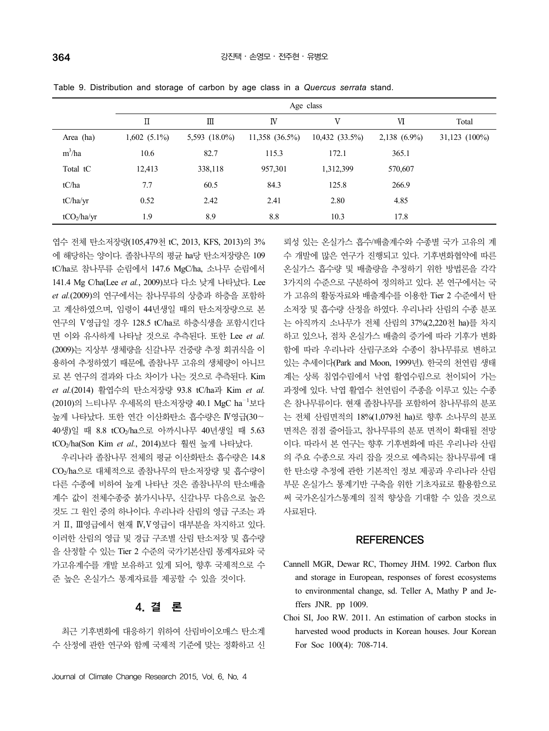Table 9. Distribution and storage of carbon by age class in a *Quercus serrata* stand.

| | Age class | | | | | |
|---|---|---|---|---|---|---|
| | Ⅱ | Ⅲ | Ⅳ | Ⅴ | Ⅵ | Total |
| Area (ha) | 1,602 (5.1%) | 5,593 (18.0%) | 11,358 (36.5%) | 10,432 (33.5%) | 2,138 (6.9%) | 31,123 (100%) |
| $m^3$/ha | 10.6 | 82.7 | 115.3 | 172.1 | 365.1 | |
| Total tC | 12,413 | 338,118 | 957,301 | 1,312,399 | 570,607 | |
| tC/ha | 7.7 | 60.5 | 84.3 | 125.8 | 266.9 | |
| tC/ha/yr | 0.52 | 2.42 | 2.41 | 2.80 | 4.85 | |
| $tCO_2$/ha/yr | 1.9 | 8.9 | 8.8 | 10.3 | 17.8 | |

엽수 전체 탄소저장량(105,479천 tC, 2013, KFS, 2013)의 3%에 해당하는 양이다. 졸참나무의 평균 ha당 탄소저장량은 109 tC/ha로 참나무류 순림에서 147.6 MgC/ha, 소나무 순림에서 141.4 Mg C/ha(Lee *et al.*, 2009)보다 다소 낮게 나타났다. Lee *et al.*(2009)의 연구에서는 참나무류의 상층과 하층을 포함하고 계산하였으며, 임령이 44년생일 때의 탄소저장량으로 본 연구의 Ⅴ영급일 경우 128.5 tC/ha로 하층식생을 포함시킨다면 이와 유사하게 나타날 것으로 추측된다. 또한 Lee *et al.*(2009)는 지상부 생체량을 신갈나무 건중량 추정 회귀식을 이용하여 추정하였기 때문에, 졸참나무 고유의 생체량이 아니므로 본 연구의 결과와 다소 차이가 나는 것으로 추측된다. Kim *et al.*(2014) 활엽수의 탄소저장량 93.8 tC/ha과 Kim *et al.*(2010)의 느티나무 우세목의 탄소저장량 40.1 MgC $ha^{-1}$보다 높게 나타났다. 또한 연간 이산화탄소 흡수량은 Ⅳ영급(30~40생)일 때 8.8 $tCO_2$/ha으로 아까시나무 40년생일 때 5.63 $tCO_2$/ha(Son Kim *et al.*, 2014)보다 훨씬 높게 나타났다.

우리나라 졸참나무 전체의 평균 이산화탄소 흡수량은 14.8 $CO_2$/ha으로 대체적으로 졸참나무의 탄소저장량 및 흡수량이 다른 수종에 비하여 높게 나타난 것은 졸참나무의 탄소배출계수 값이 전체수종중 붉가시나무, 신갈나무 다음으로 높은 것도 그 원인 중의 하나이다. 우리나라 산림의 영급 구조는 과거 Ⅱ, Ⅲ영급에서 현재 Ⅳ,Ⅴ영급이 대부분을 차지하고 있다. 이러한 산림의 영급 및 경급 구조별 산림 탄소저장 및 흡수량을 산정할 수 있는 Tier 2 수준의 국가기본산림 통계자료와 국가고유계수를 개발 보유하고 있게 되어, 향후 국제적으로 수준 높은 온실가스 통계자료를 제공할 수 있을 것이다.

## 4. 결 론

최근 기후변화에 대응하기 위하여 산림바이오매스 탄소계수 산정에 관한 연구와 함께 국제적 기준에 맞는 정확하고 신뢰성 있는 온실가스 흡수/배출계수와 수종별 국가 고유의 계수 개발에 많은 연구가 진행되고 있다. 기후변화협약에 따른 온실가스 흡수량 및 배출량을 추정하기 위한 방법론을 각각 3가지의 수준으로 구분하여 정의하고 있다. 본 연구에서는 국가 고유의 활동자료와 배출계수를 이용한 Tier 2 수준에서 탄소저장 및 흡수량 산정을 하였다. 우리나라 산림의 수종 분포는 아직까지 소나무가 전체 산림의 37%(2,220천 ha)를 차지하고 있으나, 점차 온실가스 배출의 증가에 따라 기후가 변화함에 따라 우리나라 산림구조와 수종이 참나무류로 변하고 있는 추세이다(Park and Moon, 1999년). 한국의 천연림 생태계는 상록 침엽수림에서 낙엽 활엽수림으로 천이되어 가는 과정에 있다. 낙엽 활엽수 천연림이 주종을 이루고 있는 수종은 참나무류이다. 현재 졸참나무를 포함하여 참나무류의 분포는 전체 산림면적의 18%(1,079천 ha)로 향후 소나무의 분포면적은 점점 줄어들고, 참나무류의 분포 면적이 확대될 전망이다. 따라서 본 연구는 향후 기후변화에 따른 우리나라 산림의 주요 수종으로 자리 잡을 것으로 예측되는 참나무류에 대한 탄소량 추정에 관한 기본적인 정보 제공과 우리나라 산림부문 온실가스 통계기반 구축을 위한 기초자료로 활용함으로써 국가온실가스통계의 질적 향상을 기대할 수 있을 것으로 사료된다.

## REFERENCES

Cannell MGR, Dewar RC, Thorney JHM. 1992. Carbon flux and storage in European, responses of forest ecosystems to environmental change, sd. Teller A, Mathy P and Jeffers JNR. pp 1009.

Choi SI, Joo RW. 2011. An estimation of carbon stocks in harvested wood products in Korean houses. Jour Korean For Soc 100(4): 708-714.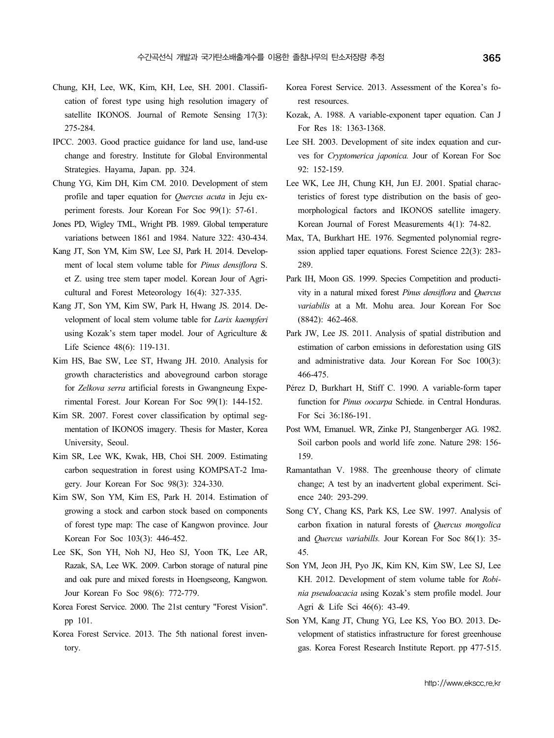Chung, KH, Lee, WK, Kim, KH, Lee, SH. 2001. Classification of forest type using high resolution imagery of satellite IKONOS. Journal of Remote Sensing 17(3): 275-284.

IPCC. 2003. Good practice guidance for land use, land-use change and forestry. Institute for Global Environmental Strategies. Hayama, Japan. pp. 324.

Chung YG, Kim DH, Kim CM. 2010. Development of stem profile and taper equation for *Quercus acuta* in Jeju experiment forests. Jour Korean For Soc 99(1): 57-61.

Jones PD, Wigley TML, Wright PB. 1989. Global temperature variations between 1861 and 1984. Nature 322: 430-434.

Kang JT, Son YM, Kim SW, Lee SJ, Park H. 2014. Development of local stem volume table for *Pinus densiflora* S. et Z. using tree stem taper model. Korean Jour of Agricultural and Forest Meteorology 16(4): 327-335.

Kang JT, Son YM, Kim SW, Park H, Hwang JS. 2014. Development of local stem volume table for *Larix kaempferi* using Kozak's stem taper model. Jour of Agriculture & Life Science 48(6): 119-131.

Kim HS, Bae SW, Lee ST, Hwang JH. 2010. Analysis for growth characteristics and aboveground carbon storage for *Zelkova serra* artificial forests in Gwangneung Experimental Forest. Jour Korean For Soc 99(1): 144-152.

Kim SR. 2007. Forest cover classification by optimal segmentation of IKONOS imagery. Thesis for Master, Korea University, Seoul.

Kim SR, Lee WK, Kwak, HB, Choi SH. 2009. Estimating carbon sequestration in forest using KOMPSAT-2 Imagery. Jour Korean For Soc 98(3): 324-330.

Kim SW, Son YM, Kim ES, Park H. 2014. Estimation of growing a stock and carbon stock based on components of forest type map: The case of Kangwon province. Jour Korean For Soc 103(3): 446-452.

Lee SK, Son YH, Noh NJ, Heo SJ, Yoon TK, Lee AR, Razak, SA, Lee WK. 2009. Carbon storage of natural pine and oak pure and mixed forests in Hoengseong, Kangwon. Jour Korean Fo Soc 98(6): 772-779.

Korea Forest Service. 2000. The 21st century "Forest Vision". pp 101.

Korea Forest Service. 2013. The 5th national forest inventory.

Korea Forest Service. 2013. Assessment of the Korea's forest resources.

Kozak, A. 1988. A variable-exponent taper equation. Can J For Res 18: 1363-1368.

Lee SH. 2003. Development of site index equation and curves for *Cryptomerica japonica.* Jour of Korean For Soc 92: 152-159.

Lee WK, Lee JH, Chung KH, Jun EJ. 2001. Spatial characteristics of forest type distribution on the basis of geomorphological factors and IKONOS satellite imagery. Korean Journal of Forest Measurements 4(1): 74-82.

Max, TA, Burkhart HE. 1976. Segmented polynomial regression applied taper equations. Forest Science 22(3): 283-289.

Park IH, Moon GS. 1999. Species Competition and productivity in a natural mixed forest *Pinus densiflora* and *Quercus variabilis* at a Mt. Mohu area. Jour Korean For Soc (8842): 462-468.

Park JW, Lee JS. 2011. Analysis of spatial distribution and estimation of carbon emissions in deforestation using GIS and administrative data. Jour Korean For Soc 100(3): 466-475.

Pérez D, Burkhart H, Stiff C. 1990. A variable-form taper function for *Pinus oocarpa* Schiede. in Central Honduras. For Sci 36:186-191.

Post WM, Emanuel. WR, Zinke PJ, Stangenberger AG. 1982. Soil carbon pools and world life zone. Nature 298: 156-159.

Ramantathan V. 1988. The greenhouse theory of climate change; A test by an inadvertent global experiment. Science 240: 293-299.

Song CY, Chang KS, Park KS, Lee SW. 1997. Analysis of carbon fixation in natural forests of *Quercus mongolica* and *Quercus variabills.* Jour Korean For Soc 86(1): 35-45.

Son YM, Jeon JH, Pyo JK, Kim KN, Kim SW, Lee SJ, Lee KH. 2012. Development of stem volume table for *Robinia pseudoacacia* using Kozak's stem profile model. Jour Agri & Life Sci 46(6): 43-49.

Son YM, Kang JT, Chung YG, Lee KS, Yoo BO. 2013. Development of statistics infrastructure for forest greenhouse gas. Korea Forest Research Institute Report. pp 477-515.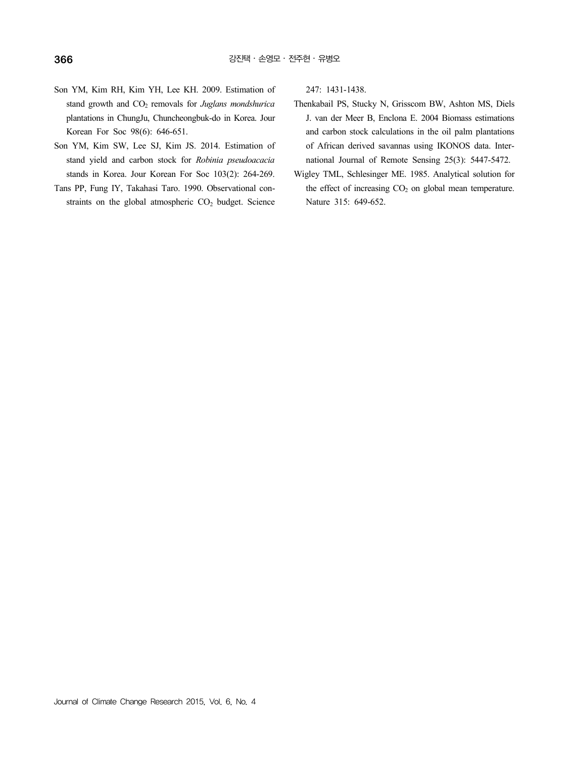Son YM, Kim RH, Kim YH, Lee KH. 2009. Estimation of stand growth and $CO_2$ removals for *Juglans mondshurica* plantations in ChungJu, Chuncheongbuk-do in Korea. Jour Korean For Soc 98(6): 646-651.

Son YM, Kim SW, Lee SJ, Kim JS. 2014. Estimation of stand yield and carbon stock for *Robinia pseudoacacia* stands in Korea. Jour Korean For Soc 103(2): 264-269.

Tans PP, Fung IY, Takahasi Taro. 1990. Observational constraints on the global atmospheric $CO_2$ budget. Science 247: 1431-1438.

Thenkabail PS, Stucky N, Grisscom BW, Ashton MS, Diels J. van der Meer B, Enclona E. 2004 Biomass estimations and carbon stock calculations in the oil palm plantations of African derived savannas using IKONOS data. International Journal of Remote Sensing 25(3): 5447-5472.

Wigley TML, Schlesinger ME. 1985. Analytical solution for the effect of increasing $CO_2$ on global mean temperature. Nature 315: 649-652.